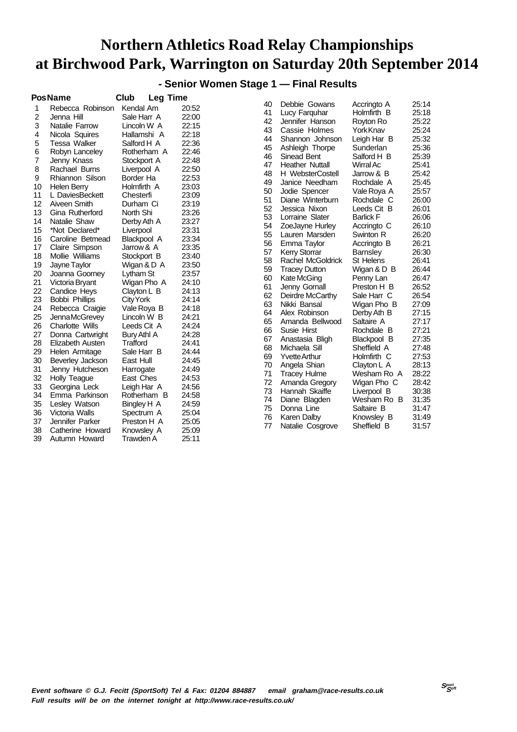# Northern Athletics Road Relay Championships at Birchwood Park, Warrington on Saturday 20th September 2014

## - Senior Women Stage 1 — Final Results

| Pos | Name | Club | Leg Time |
|---|---|---|---|
| 1 | Rebecca Robinson | Kendal Am | 20:52 |
| 2 | Jenna Hill | Sale Harr A | 22:00 |
| 3 | Natalie Farrow | Lincoln W A | 22:15 |
| 4 | Nicola Squires | Hallamshi A | 22:18 |
| 5 | Tessa Walker | Salford H A | 22:36 |
| 6 | Robyn Lanceley | Rotherham A | 22:46 |
| 7 | Jenny Knass | Stockport A | 22:48 |
| 8 | Rachael Burns | Liverpool A | 22:50 |
| 9 | Rhiannon Silson | Border Ha | 22:53 |
| 10 | Helen Berry | Holmfirth A | 23:03 |
| 11 | L DaviesBeckett | Chesterfi | 23:09 |
| 12 | Aiveen Smith | Durham Ci | 23:19 |
| 13 | Gina Rutherford | North Shi | 23:26 |
| 14 | Natalie Shaw | Derby Ath A | 23:27 |
| 15 | *Not Declared* | Liverpool | 23:31 |
| 16 | Caroline Betmead | Blackpool A | 23:34 |
| 17 | Claire Simpson | Jarrow & A | 23:35 |
| 18 | Mollie Williams | Stockport B | 23:40 |
| 19 | Jayne Taylor | Wigan & D A | 23:50 |
| 20 | Joanna Goorney | Lytham St | 23:57 |
| 21 | Victoria Bryant | Wigan Pho A | 24:10 |
| 22 | Candice Heys | Clayton L B | 24:13 |
| 23 | Bobbi Phillips | City York | 24:14 |
| 24 | Rebecca Craigie | Vale Roya B | 24:18 |
| 25 | JennaMcGrevey | Lincoln W B | 24:21 |
| 26 | Charlotte Wills | Leeds Cit A | 24:24 |
| 27 | Donna Cartwright | Bury Athl A | 24:28 |
| 28 | Elizabeth Austen | Trafford | 24:41 |
| 29 | Helen Armitage | Sale Harr B | 24:44 |
| 30 | Beverley Jackson | East Hull | 24:45 |
| 31 | Jenny Hutcheson | Harrogate | 24:49 |
| 32 | Holly Teague | East Ches | 24:53 |
| 33 | Georgina Leck | Leigh Har A | 24:56 |
| 34 | Emma Parkinson | Rotherham B | 24:58 |
| 35 | Lesley Watson | Bingley H A | 24:59 |
| 36 | Victoria Walls | Spectrum A | 25:04 |
| 37 | Jennifer Parker | Preston H A | 25:05 |
| 38 | Catherine Howard | Knowsley A | 25:09 |
| 39 | Autumn Howard | Trawden A | 25:11 |
| 40 | Debbie Gowans | Accringto A | 25:14 |
| 41 | Lucy Farquhar | Holmfirth B | 25:18 |
| 42 | Jennifer Hanson | Royton Ro | 25:22 |
| 43 | Cassie Holmes | York Knav | 25:24 |
| 44 | Shannon Johnson | Leigh Har B | 25:32 |
| 45 | Ashleigh Thorpe | Sunderlan | 25:36 |
| 46 | Sinead Bent | Salford H B | 25:39 |
| 47 | Heather Nuttall | Wirral Ac | 25:41 |
| 48 | H WebsterCostell | Jarrow & B | 25:42 |
| 49 | Janice Needham | Rochdale A | 25:45 |
| 50 | Jodie Spencer | Vale Roya A | 25:57 |
| 51 | Diane Winterburn | Rochdale C | 26:00 |
| 52 | Jessica Nixon | Leeds Cit B | 26:01 |
| 53 | Lorraine Slater | Barlick F | 26:06 |
| 54 | ZoeJayne Hurley | Accringto C | 26:10 |
| 55 | Lauren Marsden | Swinton R | 26:20 |
| 56 | Emma Taylor | Accringto B | 26:21 |
| 57 | Kerry Storrar | Barnsley | 26:30 |
| 58 | Rachel McGoldrick | St Helens | 26:41 |
| 59 | Tracey Dutton | Wigan & D B | 26:44 |
| 60 | Kate McGing | Penny Lan | 26:47 |
| 61 | Jenny Gornall | Preston H B | 26:52 |
| 62 | Deirdre McCarthy | Sale Harr C | 26:54 |
| 63 | Nikki Bansal | Wigan Pho B | 27:09 |
| 64 | Alex Robinson | Derby Ath B | 27:15 |
| 65 | Amanda Bellwood | Saltaire A | 27:17 |
| 66 | Susie Hirst | Rochdale B | 27:21 |
| 67 | Anastasia Bligh | Blackpool B | 27:35 |
| 68 | Michaela Sill | Sheffield A | 27:48 |
| 69 | Yvette Arthur | Holmfirth C | 27:53 |
| 70 | Angela Shian | Clayton L A | 28:13 |
| 71 | Tracey Hulme | Wesham Ro A | 28:22 |
| 72 | Amanda Gregory | Wigan Pho C | 28:42 |
| 73 | Hannah Skaiffe | Liverpool B | 30:38 |
| 74 | Diane Blagden | Wesham Ro B | 31:35 |
| 75 | Donna Line | Saltaire B | 31:47 |
| 76 | Karen Dalby | Knowsley B | 31:49 |
| 77 | Natalie Cosgrove | Sheffield B | 31:57 |

*Event software © G.J. Fecitt (SportSoft) Tel & Fax: 01204 884887 email graham@race-results.co.uk*
*Full results will be on the internet tonight at http://www.race-results.co.uk/*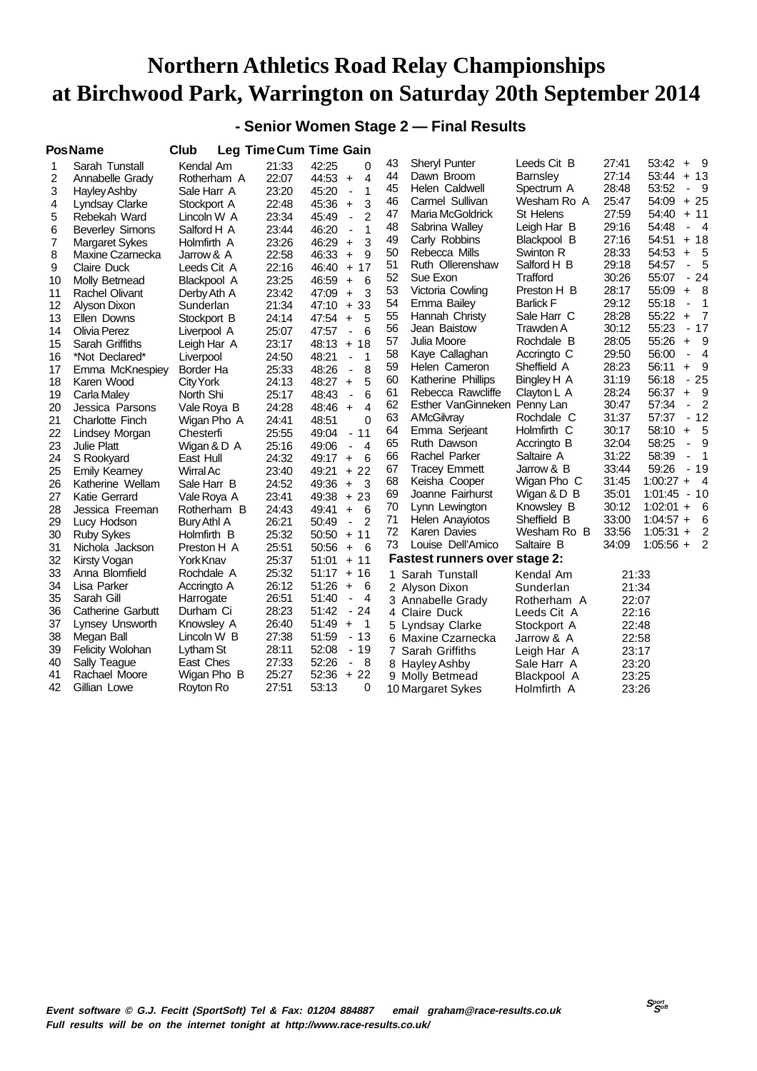# Northern Athletics Road Relay Championships at Birchwood Park, Warrington on Saturday 20th September 2014

## - Senior Women Stage 2 — Final Results

| Pos | Name | Club | Leg Time | Cum Time | Gain |
|---|---|---|---|---|---|
| 1 | Sarah Tunstall | Kendal Am | 21:33 | 42:25 | 0 |
| 2 | Annabelle Grady | Rotherham A | 22:07 | 44:53 | + 4 |
| 3 | Hayley Ashby | Sale Harr A | 23:20 | 45:20 | - 1 |
| 4 | Lyndsay Clarke | Stockport A | 22:48 | 45:36 | + 3 |
| 5 | Rebekah Ward | Lincoln W A | 23:34 | 45:49 | - 2 |
| 6 | Beverley Simons | Salford H A | 23:44 | 46:20 | - 1 |
| 7 | Margaret Sykes | Holmfirth A | 23:26 | 46:29 | + 3 |
| 8 | Maxine Czarnecka | Jarrow & A | 22:58 | 46:33 | + 9 |
| 9 | Claire Duck | Leeds Cit A | 22:16 | 46:40 | + 17 |
| 10 | Molly Betmead | Blackpool A | 23:25 | 46:59 | + 6 |
| 11 | Rachel Olivant | Derby Ath A | 23:42 | 47:09 | + 3 |
| 12 | Alyson Dixon | Sunderlan | 21:34 | 47:10 | + 33 |
| 13 | Ellen Downs | Stockport B | 24:14 | 47:54 | + 5 |
| 14 | Olivia Perez | Liverpool A | 25:07 | 47:57 | - 6 |
| 15 | Sarah Griffiths | Leigh Har A | 23:17 | 48:13 | + 18 |
| 16 | *Not Declared* | Liverpool | 24:50 | 48:21 | - 1 |
| 17 | Emma McKnespiey | Border Ha | 25:33 | 48:26 | - 8 |
| 18 | Karen Wood | City York | 24:13 | 48:27 | + 5 |
| 19 | Carla Maley | North Shi | 25:17 | 48:43 | - 6 |
| 20 | Jessica Parsons | Vale Roya B | 24:28 | 48:46 | + 4 |
| 21 | Charlotte Finch | Wigan Pho A | 24:41 | 48:51 | 0 |
| 22 | Lindsey Morgan | Chesterfi | 25:55 | 49:04 | - 11 |
| 23 | Julie Platt | Wigan & D A | 25:16 | 49:06 | - 4 |
| 24 | S Rookyard | East Hull | 24:32 | 49:17 | + 6 |
| 25 | Emily Kearney | Wirral Ac | 23:40 | 49:21 | + 22 |
| 26 | Katherine Wellam | Sale Harr B | 24:52 | 49:36 | + 3 |
| 27 | Katie Gerrard | Vale Roya A | 23:41 | 49:38 | + 23 |
| 28 | Jessica Freeman | Rotherham B | 24:43 | 49:41 | + 6 |
| 29 | Lucy Hodson | Bury Athl A | 26:21 | 50:49 | - 2 |
| 30 | Ruby Sykes | Holmfirth B | 25:32 | 50:50 | + 11 |
| 31 | Nichola Jackson | Preston H A | 25:51 | 50:56 | + 6 |
| 32 | Kirsty Vogan | York Knav | 25:37 | 51:01 | + 11 |
| 33 | Anna Blomfield | Rochdale A | 25:32 | 51:17 | + 16 |
| 34 | Lisa Parker | Accringto A | 26:12 | 51:26 | + 6 |
| 35 | Sarah Gill | Harrogate | 26:51 | 51:40 | - 4 |
| 36 | Catherine Garbutt | Durham Ci | 28:23 | 51:42 | - 24 |
| 37 | Lynsey Unsworth | Knowsley A | 26:40 | 51:49 | + 1 |
| 38 | Megan Ball | Lincoln W B | 27:38 | 51:59 | - 13 |
| 39 | Felicity Wolohan | Lytham St | 28:11 | 52:08 | - 19 |
| 40 | Sally Teague | East Ches | 27:33 | 52:26 | - 8 |
| 41 | Rachael Moore | Wigan Pho B | 25:27 | 52:36 | + 22 |
| 42 | Gillian Lowe | Royton Ro | 27:51 | 53:13 | 0 |
| 43 | Sheryl Punter | Leeds Cit B | 27:41 | 53:42 | + 9 |
| 44 | Dawn Broom | Barnsley | 27:14 | 53:44 | + 13 |
| 45 | Helen Caldwell | Spectrum A | 28:48 | 53:52 | - 9 |
| 46 | Carmel Sullivan | Wesham Ro A | 25:47 | 54:09 | + 25 |
| 47 | Maria McGoldrick | St Helens | 27:59 | 54:40 | + 11 |
| 48 | Sabrina Walley | Leigh Har B | 29:16 | 54:48 | - 4 |
| 49 | Carly Robbins | Blackpool B | 27:16 | 54:51 | + 18 |
| 50 | Rebecca Mills | Swinton R | 28:33 | 54:53 | + 5 |
| 51 | Ruth Ollerenshaw | Salford H B | 29:18 | 54:57 | - 5 |
| 52 | Sue Exon | Trafford | 30:26 | 55:07 | - 24 |
| 53 | Victoria Cowling | Preston H B | 28:17 | 55:09 | + 8 |
| 54 | Emma Bailey | Barlick F | 29:12 | 55:18 | - 1 |
| 55 | Hannah Christy | Sale Harr C | 28:28 | 55:22 | + 7 |
| 56 | Jean Baistow | Trawden A | 30:12 | 55:23 | - 17 |
| 57 | Julia Moore | Rochdale B | 28:05 | 55:26 | + 9 |
| 58 | Kaye Callaghan | Accringto C | 29:50 | 56:00 | - 4 |
| 59 | Helen Cameron | Sheffield A | 28:23 | 56:11 | + 9 |
| 60 | Katherine Phillips | Bingley H A | 31:19 | 56:18 | - 25 |
| 61 | Rebecca Rawcliffe | Clayton L A | 28:24 | 56:37 | + 9 |
| 62 | Esther VanGinneken | Penny Lan | 30:47 | 57:34 | - 2 |
| 63 | AMcGilvray | Rochdale C | 31:37 | 57:37 | - 12 |
| 64 | Emma Serjeant | Holmfirth C | 30:17 | 58:10 | + 5 |
| 65 | Ruth Dawson | Accringto B | 32:04 | 58:25 | - 9 |
| 66 | Rachel Parker | Saltaire A | 31:22 | 58:39 | - 1 |
| 67 | Tracey Emmett | Jarrow & B | 33:44 | 59:26 | - 19 |
| 68 | Keisha Cooper | Wigan Pho C | 31:45 | 1:00:27 | + 4 |
| 69 | Joanne Fairhurst | Wigan & D B | 35:01 | 1:01:45 | - 10 |
| 70 | Lynn Lewington | Knowsley B | 30:12 | 1:02:01 | + 6 |
| 71 | Helen Anayiotos | Sheffield B | 33:00 | 1:04:57 | + 6 |
| 72 | Karen Davies | Wesham Ro B | 33:56 | 1:05:31 | + 2 |
| 73 | Louise Dell'Amico | Saltaire B | 34:09 | 1:05:56 | + 2 |

### Fastest runners over stage 2:

| | Name | Club | Time |
|---|---|---|---|
| 1 | Sarah Tunstall | Kendal Am | 21:33 |
| 2 | Alyson Dixon | Sunderlan | 21:34 |
| 3 | Annabelle Grady | Rotherham A | 22:07 |
| 4 | Claire Duck | Leeds Cit A | 22:16 |
| 5 | Lyndsay Clarke | Stockport A | 22:48 |
| 6 | Maxine Czarnecka | Jarrow & A | 22:58 |
| 7 | Sarah Griffiths | Leigh Har A | 23:17 |
| 8 | Hayley Ashby | Sale Harr A | 23:20 |
| 9 | Molly Betmead | Blackpool A | 23:25 |
| 10 | Margaret Sykes | Holmfirth A | 23:26 |

*Event software © G.J. Fecitt (SportSoft) Tel & Fax: 01204 884887 email graham@race-results.co.uk*
*Full results will be on the internet tonight at http://www.race-results.co.uk/*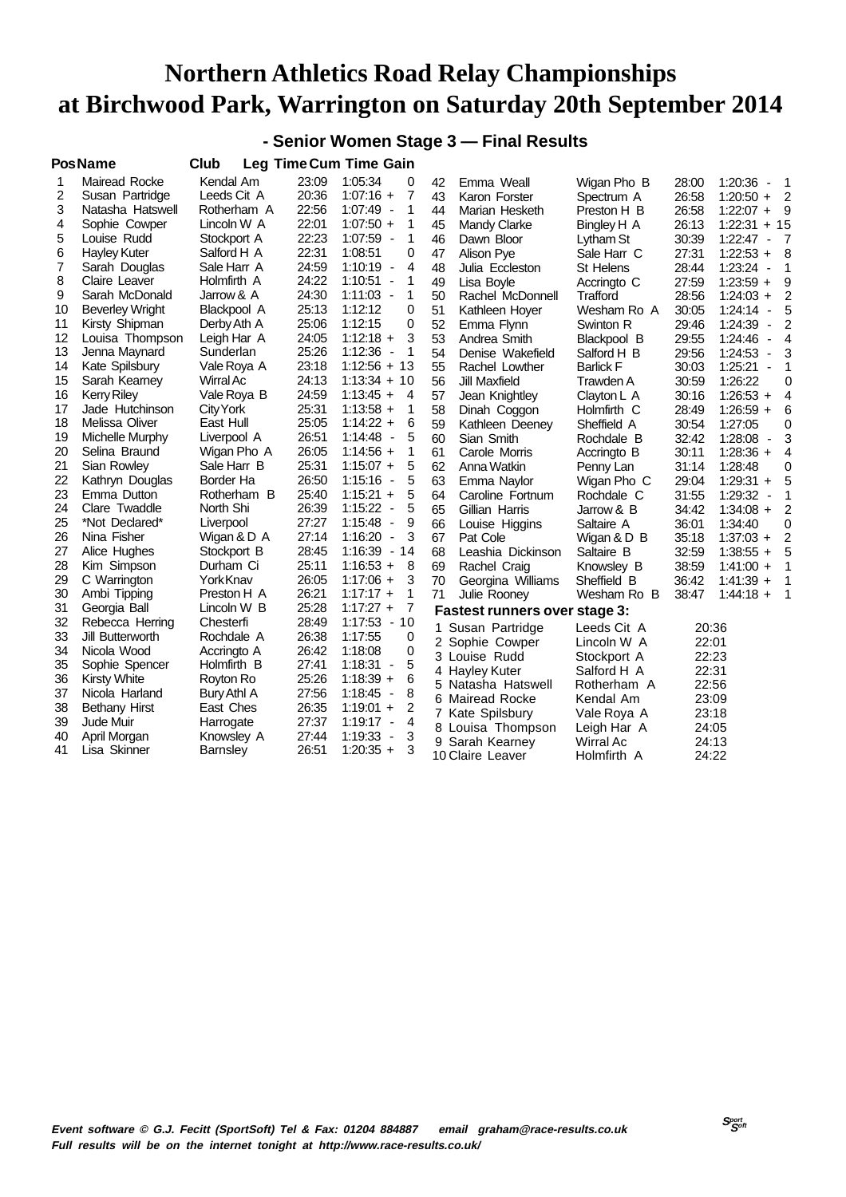# Northern Athletics Road Relay Championships at Birchwood Park, Warrington on Saturday 20th September 2014

## - Senior Women Stage 3 — Final Results

| Pos | Name | Club | Leg Time | Cum Time | Gain |
|---|---|---|---|---|---|
| 1 | Mairead Rocke | Kendal Am | 23:09 | 1:05:34 | 0 |
| 2 | Susan Partridge | Leeds Cit A | 20:36 | 1:07:16 + | 7 |
| 3 | Natasha Hatswell | Rotherham A | 22:56 | 1:07:49 - | 1 |
| 4 | Sophie Cowper | Lincoln W A | 22:01 | 1:07:50 + | 1 |
| 5 | Louise Rudd | Stockport A | 22:23 | 1:07:59 - | 1 |
| 6 | Hayley Kuter | Salford H A | 22:31 | 1:08:51 | 0 |
| 7 | Sarah Douglas | Sale Harr A | 24:59 | 1:10:19 - | 4 |
| 8 | Claire Leaver | Holmfirth A | 24:22 | 1:10:51 - | 1 |
| 9 | Sarah McDonald | Jarrow & A | 24:30 | 1:11:03 - | 1 |
| 10 | Beverley Wright | Blackpool A | 25:13 | 1:12:12 | 0 |
| 11 | Kirsty Shipman | Derby Ath A | 25:06 | 1:12:15 | 0 |
| 12 | Louisa Thompson | Leigh Har A | 24:05 | 1:12:18 + | 3 |
| 13 | Jenna Maynard | Sunderlan | 25:26 | 1:12:36 - | 1 |
| 14 | Kate Spilsbury | Vale Roya A | 23:18 | 1:12:56 + | 13 |
| 15 | Sarah Kearney | Wirral Ac | 24:13 | 1:13:34 + | 10 |
| 16 | Kerry Riley | Vale Roya B | 24:59 | 1:13:45 + | 4 |
| 17 | Jade Hutchinson | City York | 25:31 | 1:13:58 + | 1 |
| 18 | Melissa Oliver | East Hull | 25:05 | 1:14:22 + | 6 |
| 19 | Michelle Murphy | Liverpool A | 26:51 | 1:14:48 - | 5 |
| 20 | Selina Braund | Wigan Pho A | 26:05 | 1:14:56 + | 1 |
| 21 | Sian Rowley | Sale Harr B | 25:31 | 1:15:07 + | 5 |
| 22 | Kathryn Douglas | Border Ha | 26:50 | 1:15:16 - | 5 |
| 23 | Emma Dutton | Rotherham B | 25:40 | 1:15:21 + | 5 |
| 24 | Clare Twaddle | North Shi | 26:39 | 1:15:22 - | 5 |
| 25 | *Not Declared* | Liverpool | 27:27 | 1:15:48 - | 9 |
| 26 | Nina Fisher | Wigan & D A | 27:14 | 1:16:20 - | 3 |
| 27 | Alice Hughes | Stockport B | 28:45 | 1:16:39 - | 14 |
| 28 | Kim Simpson | Durham Ci | 25:11 | 1:16:53 + | 8 |
| 29 | C Warrington | York Knav | 26:05 | 1:17:06 + | 3 |
| 30 | Ambi Tipping | Preston H A | 26:21 | 1:17:17 + | 1 |
| 31 | Georgia Ball | Lincoln W B | 25:28 | 1:17:27 + | 7 |
| 32 | Rebecca Herring | Chesterfi | 28:49 | 1:17:53 - | 10 |
| 33 | Jill Butterworth | Rochdale A | 26:38 | 1:17:55 | 0 |
| 34 | Nicola Wood | Accringto A | 26:42 | 1:18:08 | 0 |
| 35 | Sophie Spencer | Holmfirth B | 27:41 | 1:18:31 - | 5 |
| 36 | Kirsty White | Royton Ro | 25:26 | 1:18:39 + | 6 |
| 37 | Nicola Harland | Bury Athl A | 27:56 | 1:18:45 - | 8 |
| 38 | Bethany Hirst | East Ches | 26:35 | 1:19:01 + | 2 |
| 39 | Jude Muir | Harrogate | 27:37 | 1:19:17 - | 4 |
| 40 | April Morgan | Knowsley A | 27:44 | 1:19:33 - | 3 |
| 41 | Lisa Skinner | Barnsley | 26:51 | 1:20:35 + | 3 |
| 42 | Emma Weall | Wigan Pho B | 28:00 | 1:20:36 - | 1 |
| 43 | Karon Forster | Spectrum A | 26:58 | 1:20:50 + | 2 |
| 44 | Marian Hesketh | Preston H B | 26:58 | 1:22:07 + | 9 |
| 45 | Mandy Clarke | Bingley H A | 26:13 | 1:22:31 + | 15 |
| 46 | Dawn Bloor | Lytham St | 30:39 | 1:22:47 - | 7 |
| 47 | Alison Pye | Sale Harr C | 27:31 | 1:22:53 + | 8 |
| 48 | Julia Eccleston | St Helens | 28:44 | 1:23:24 - | 1 |
| 49 | Lisa Boyle | Accringto C | 27:59 | 1:23:59 + | 9 |
| 50 | Rachel McDonnell | Trafford | 28:56 | 1:24:03 + | 2 |
| 51 | Kathleen Hoyer | Wesham Ro A | 30:05 | 1:24:14 - | 5 |
| 52 | Emma Flynn | Swinton R | 29:46 | 1:24:39 - | 2 |
| 53 | Andrea Smith | Blackpool B | 29:55 | 1:24:46 - | 4 |
| 54 | Denise Wakefield | Salford H B | 29:56 | 1:24:53 - | 3 |
| 55 | Rachel Lowther | Barlick F | 30:03 | 1:25:21 - | 1 |
| 56 | Jill Maxfield | Trawden A | 30:59 | 1:26:22 | 0 |
| 57 | Jean Knightley | Clayton L A | 30:16 | 1:26:53 + | 4 |
| 58 | Dinah Coggon | Holmfirth C | 28:49 | 1:26:59 + | 6 |
| 59 | Kathleen Deeney | Sheffield A | 30:54 | 1:27:05 | 0 |
| 60 | Sian Smith | Rochdale B | 32:42 | 1:28:08 - | 3 |
| 61 | Carole Morris | Accringto B | 30:11 | 1:28:36 + | 4 |
| 62 | Anna Watkin | Penny Lan | 31:14 | 1:28:48 | 0 |
| 63 | Emma Naylor | Wigan Pho C | 29:04 | 1:29:31 + | 5 |
| 64 | Caroline Fortnum | Rochdale C | 31:55 | 1:29:32 - | 1 |
| 65 | Gillian Harris | Jarrow & B | 34:42 | 1:34:08 + | 2 |
| 66 | Louise Higgins | Saltaire A | 36:01 | 1:34:40 | 0 |
| 67 | Pat Cole | Wigan & D B | 35:18 | 1:37:03 + | 2 |
| 68 | Leashia Dickinson | Saltaire B | 32:59 | 1:38:55 + | 5 |
| 69 | Rachel Craig | Knowsley B | 38:59 | 1:41:00 + | 1 |
| 70 | Georgina Williams | Sheffield B | 36:42 | 1:41:39 + | 1 |
| 71 | Julie Rooney | Wesham Ro B | 38:47 | 1:44:18 + | 1 |

### Fastest runners over stage 3:

| Pos | Name | Club | Time |
|---|---|---|---|
| 1 | Susan Partridge | Leeds Cit A | 20:36 |
| 2 | Sophie Cowper | Lincoln W A | 22:01 |
| 3 | Louise Rudd | Stockport A | 22:23 |
| 4 | Hayley Kuter | Salford H A | 22:31 |
| 5 | Natasha Hatswell | Rotherham A | 22:56 |
| 6 | Mairead Rocke | Kendal Am | 23:09 |
| 7 | Kate Spilsbury | Vale Roya A | 23:18 |
| 8 | Louisa Thompson | Leigh Har A | 24:05 |
| 9 | Sarah Kearney | Wirral Ac | 24:13 |
| 10 | Claire Leaver | Holmfirth A | 24:22 |

*Event software © G.J. Fecitt (SportSoft) Tel & Fax: 01204 884887 email graham@race-results.co.uk*
*Full results will be on the internet tonight at http://www.race-results.co.uk/*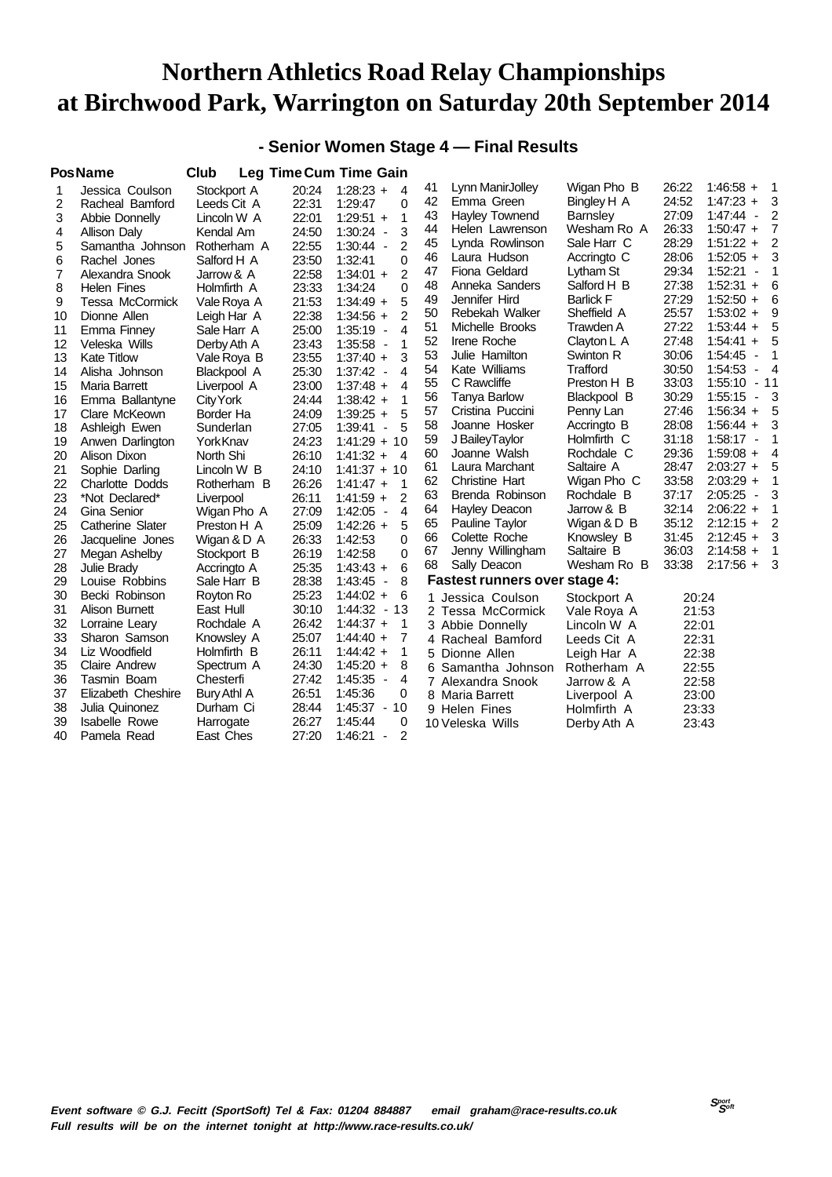# Northern Athletics Road Relay Championships at Birchwood Park, Warrington on Saturday 20th September 2014

## - Senior Women Stage 4 — Final Results

| Pos | Name | Club | Leg Time | Cum Time | Gain |
|---|---|---|---|---|---|
| 1 | Jessica Coulson | Stockport A | 20:24 | 1:28:23 + | 4 |
| 2 | Racheal Bamford | Leeds Cit A | 22:31 | 1:29:47 | 0 |
| 3 | Abbie Donnelly | Lincoln W A | 22:01 | 1:29:51 + | 1 |
| 4 | Allison Daly | Kendal Am | 24:50 | 1:30:24 - | 3 |
| 5 | Samantha Johnson | Rotherham A | 22:55 | 1:30:44 - | 2 |
| 6 | Rachel Jones | Salford H A | 23:50 | 1:32:41 | 0 |
| 7 | Alexandra Snook | Jarrow & A | 22:58 | 1:34:01 + | 2 |
| 8 | Helen Fines | Holmfirth A | 23:33 | 1:34:24 | 0 |
| 9 | Tessa McCormick | Vale Roya A | 21:53 | 1:34:49 + | 5 |
| 10 | Dionne Allen | Leigh Har A | 22:38 | 1:34:56 + | 2 |
| 11 | Emma Finney | Sale Harr A | 25:00 | 1:35:19 - | 4 |
| 12 | Veleska Wills | Derby Ath A | 23:43 | 1:35:58 - | 1 |
| 13 | Kate Titlow | Vale Roya B | 23:55 | 1:37:40 + | 3 |
| 14 | Alisha Johnson | Blackpool A | 25:30 | 1:37:42 - | 4 |
| 15 | Maria Barrett | Liverpool A | 23:00 | 1:37:48 + | 4 |
| 16 | Emma Ballantyne | City York | 24:44 | 1:38:42 + | 1 |
| 17 | Clare McKeown | Border Ha | 24:09 | 1:39:25 + | 5 |
| 18 | Ashleigh Ewen | Sunderlan | 27:05 | 1:39:41 - | 5 |
| 19 | Anwen Darlington | York Knav | 24:23 | 1:41:29 + | 10 |
| 20 | Alison Dixon | North Shi | 26:10 | 1:41:32 + | 4 |
| 21 | Sophie Darling | Lincoln W B | 24:10 | 1:41:37 + | 10 |
| 22 | Charlotte Dodds | Rotherham B | 26:26 | 1:41:47 + | 1 |
| 23 | *Not Declared* | Liverpool | 26:11 | 1:41:59 + | 2 |
| 24 | Gina Senior | Wigan Pho A | 27:09 | 1:42:05 - | 4 |
| 25 | Catherine Slater | Preston H A | 25:09 | 1:42:26 + | 5 |
| 26 | Jacqueline Jones | Wigan & D A | 26:33 | 1:42:53 | 0 |
| 27 | Megan Ashelby | Stockport B | 26:19 | 1:42:58 | 0 |
| 28 | Julie Brady | Accringto A | 25:35 | 1:43:43 + | 6 |
| 29 | Louise Robbins | Sale Harr B | 28:38 | 1:43:45 - | 8 |
| 30 | Becki Robinson | Royton Ro | 25:23 | 1:44:02 + | 6 |
| 31 | Alison Burnett | East Hull | 30:10 | 1:44:32 - | 13 |
| 32 | Lorraine Leary | Rochdale A | 26:42 | 1:44:37 + | 1 |
| 33 | Sharon Samson | Knowsley A | 25:07 | 1:44:40 + | 7 |
| 34 | Liz Woodfield | Holmfirth B | 26:11 | 1:44:42 + | 1 |
| 35 | Claire Andrew | Spectrum A | 24:30 | 1:45:20 + | 8 |
| 36 | Tasmin Boam | Chesterfi | 27:42 | 1:45:35 - | 4 |
| 37 | Elizabeth Cheshire | Bury Athl A | 26:51 | 1:45:36 | 0 |
| 38 | Julia Quinonez | Durham Ci | 28:44 | 1:45:37 - | 10 |
| 39 | Isabelle Rowe | Harrogate | 26:27 | 1:45:44 | 0 |
| 40 | Pamela Read | East Ches | 27:20 | 1:46:21 - | 2 |
| 41 | Lynn ManirJolley | Wigan Pho B | 26:22 | 1:46:58 + | 1 |
| 42 | Emma Green | Bingley H A | 24:52 | 1:47:23 + | 3 |
| 43 | Hayley Townend | Barnsley | 27:09 | 1:47:44 - | 2 |
| 44 | Helen Lawrenson | Wesham Ro A | 26:33 | 1:50:47 + | 7 |
| 45 | Lynda Rowlinson | Sale Harr C | 28:29 | 1:51:22 + | 2 |
| 46 | Laura Hudson | Accringto C | 28:06 | 1:52:05 + | 3 |
| 47 | Fiona Geldard | Lytham St | 29:34 | 1:52:21 - | 1 |
| 48 | Anneka Sanders | Salford H B | 27:38 | 1:52:31 + | 6 |
| 49 | Jennifer Hird | Barlick F | 27:29 | 1:52:50 + | 6 |
| 50 | Rebekah Walker | Sheffield A | 25:57 | 1:53:02 + | 9 |
| 51 | Michelle Brooks | Trawden A | 27:22 | 1:53:44 + | 5 |
| 52 | Irene Roche | Clayton L A | 27:48 | 1:54:41 + | 5 |
| 53 | Julie Hamilton | Swinton R | 30:06 | 1:54:45 - | 1 |
| 54 | Kate Williams | Trafford | 30:50 | 1:54:53 - | 4 |
| 55 | C Rawcliffe | Preston H B | 33:03 | 1:55:10 - | 11 |
| 56 | Tanya Barlow | Blackpool B | 30:29 | 1:55:15 - | 3 |
| 57 | Cristina Puccini | Penny Lan | 27:46 | 1:56:34 + | 5 |
| 58 | Joanne Hosker | Accringto B | 28:08 | 1:56:44 + | 3 |
| 59 | J BaileyTaylor | Holmfirth C | 31:18 | 1:58:17 - | 1 |
| 60 | Joanne Walsh | Rochdale C | 29:36 | 1:59:08 + | 4 |
| 61 | Laura Marchant | Saltaire A | 28:47 | 2:03:27 + | 5 |
| 62 | Christine Hart | Wigan Pho C | 33:58 | 2:03:29 + | 1 |
| 63 | Brenda Robinson | Rochdale B | 37:17 | 2:05:25 - | 3 |
| 64 | Hayley Deacon | Jarrow & B | 32:14 | 2:06:22 + | 1 |
| 65 | Pauline Taylor | Wigan & D B | 35:12 | 2:12:15 + | 2 |
| 66 | Colette Roche | Knowsley B | 31:45 | 2:12:45 + | 3 |
| 67 | Jenny Willingham | Saltaire B | 36:03 | 2:14:58 + | 1 |
| 68 | Sally Deacon | Wesham Ro B | 33:38 | 2:17:56 + | 3 |

**Fastest runners over stage 4:**

| | Name | Club | Time |
|---|---|---|---|
| 1 | Jessica Coulson | Stockport A | 20:24 |
| 2 | Tessa McCormick | Vale Roya A | 21:53 |
| 3 | Abbie Donnelly | Lincoln W A | 22:01 |
| 4 | Racheal Bamford | Leeds Cit A | 22:31 |
| 5 | Dionne Allen | Leigh Har A | 22:38 |
| 6 | Samantha Johnson | Rotherham A | 22:55 |
| 7 | Alexandra Snook | Jarrow & A | 22:58 |
| 8 | Maria Barrett | Liverpool A | 23:00 |
| 9 | Helen Fines | Holmfirth A | 23:33 |
| 10 | Veleska Wills | Derby Ath A | 23:43 |

*Event software © G.J. Fecitt (SportSoft) Tel & Fax: 01204 884887 email graham@race-results.co.uk*
*Full results will be on the internet tonight at http://www.race-results.co.uk/*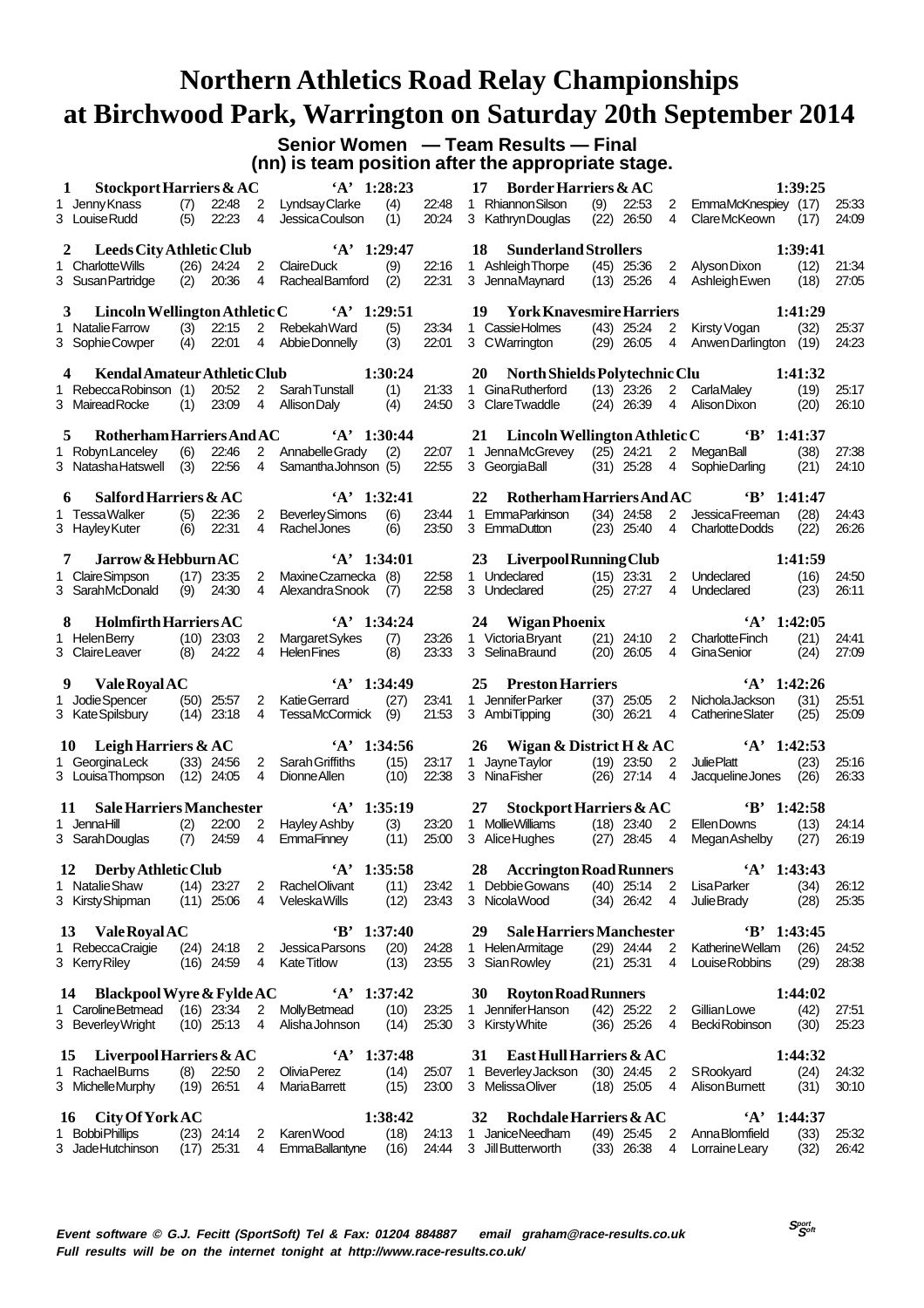# Northern Athletics Road Relay Championships
# at Birchwood Park, Warrington on Saturday 20th September 2014

**Senior Women — Team Results — Final**
**(nn) is team position after the appropriate stage.**

**1 Stockport Harriers & AC 'A' 1:28:23**
1 Jenny Knass (7) 22:48 2 Lyndsay Clarke (4) 22:48
3 Louise Rudd (5) 22:23 4 Jessica Coulson (1) 20:24

**2 Leeds City Athletic Club 'A' 1:29:47**
1 Charlotte Wills (26) 24:24 2 Claire Duck (9) 22:16
3 Susan Partridge (2) 20:36 4 Racheal Bamford (2) 22:31

**3 Lincoln Wellington Athletic C 'A' 1:29:51**
1 Natalie Farrow (3) 22:15 2 Rebekah Ward (5) 23:34
3 Sophie Cowper (4) 22:01 4 Abbie Donnelly (3) 22:01

**4 Kendal Amateur Athletic Club 1:30:24**
1 Rebecca Robinson (1) 20:52 2 Sarah Tunstall (1) 21:33
3 Mairead Rocke (1) 23:09 4 Allison Daly (4) 24:50

**5 Rotherham Harriers And AC 'A' 1:30:44**
1 Robyn Lanceley (6) 22:46 2 Annabelle Grady (2) 22:07
3 Natasha Hatswell (3) 22:56 4 Samantha Johnson (5) 22:55

**6 Salford Harriers & AC 'A' 1:32:41**
1 Tessa Walker (5) 22:36 2 Beverley Simons (6) 23:44
3 Hayley Kuter (6) 22:31 4 Rachel Jones (6) 23:50

**7 Jarrow & Hebburn AC 'A' 1:34:01**
1 Claire Simpson (17) 23:35 2 Maxine Czarnecka (8) 22:58
3 Sarah McDonald (9) 24:30 4 Alexandra Snook (7) 22:58

**8 Holmfirth Harriers AC 'A' 1:34:24**
1 Helen Berry (10) 23:03 2 Margaret Sykes (7) 23:26
3 Claire Leaver (8) 24:22 4 Helen Fines (8) 23:33

**9 Vale Royal AC 'A' 1:34:49**
1 Jodie Spencer (50) 25:57 2 Katie Gerrard (27) 23:41
3 Kate Spilsbury (14) 23:18 4 Tessa McCormick (9) 21:53

**10 Leigh Harriers & AC 'A' 1:34:56**
1 Georgina Leck (33) 24:56 2 Sarah Griffiths (15) 23:17
3 Louisa Thompson (12) 24:05 4 Dionne Allen (10) 22:38

**11 Sale Harriers Manchester 'A' 1:35:19**
1 Jenna Hill (2) 22:00 2 Hayley Ashby (3) 23:20
3 Sarah Douglas (7) 24:59 4 Emma Finney (11) 25:00

**12 Derby Athletic Club 'A' 1:35:58**
1 Natalie Shaw (14) 23:27 2 Rachel Olivant (11) 23:42
3 Kirsty Shipman (11) 25:06 4 Veleska Wills (12) 23:43

**13 Vale Royal AC 'B' 1:37:40**
1 Rebecca Craigie (24) 24:18 2 Jessica Parsons (20) 24:28
3 Kerry Riley (16) 24:59 4 Kate Titlow (13) 23:55

**14 Blackpool Wyre & Fylde AC 'A' 1:37:42**
1 Caroline Betmead (16) 23:34 2 Molly Betmead (10) 23:25
3 Beverley Wright (10) 25:13 4 Alisha Johnson (14) 25:30

**15 Liverpool Harriers & AC 'A' 1:37:48**
1 Rachael Burns (8) 22:50 2 Olivia Perez (14) 25:07
3 Michelle Murphy (19) 26:51 4 Maria Barrett (15) 23:00

**16 City Of York AC 1:38:42**
1 Bobbi Phillips (23) 24:14 2 Karen Wood (18) 24:13
3 Jade Hutchinson (17) 25:31 4 Emma Ballantyne (16) 24:44

**17 Border Harriers & AC 1:39:25**
1 Rhiannon Silson (9) 22:53 2 Emma McKnespiey (17) 25:33
3 Kathryn Douglas (22) 26:50 4 Clare McKeown (17) 24:09

**18 Sunderland Strollers 1:39:41**
1 Ashleigh Thorpe (45) 25:36 2 Alyson Dixon (12) 21:34
3 Jenna Maynard (13) 25:26 4 Ashleigh Ewen (18) 27:05

**19 York Knavesmire Harriers 1:41:29**
1 Cassie Holmes (43) 25:24 2 Kirsty Vogan (32) 25:37
3 C Warrington (29) 26:05 4 Anwen Darlington (19) 24:23

**20 North Shields Polytechnic Clu 1:41:32**
1 Gina Rutherford (13) 23:26 2 Carla Maley (19) 25:17
3 Clare Twaddle (24) 26:39 4 Alison Dixon (20) 26:10

**21 Lincoln Wellington Athletic C 'B' 1:41:37**
1 Jenna McGrevey (25) 24:21 2 Megan Ball (38) 27:38
3 Georgia Ball (31) 25:28 4 Sophie Darling (21) 24:10

**22 Rotherham Harriers And AC 'B' 1:41:47**
1 Emma Parkinson (34) 24:58 2 Jessica Freeman (28) 24:43
3 Emma Dutton (23) 25:40 4 Charlotte Dodds (22) 26:26

**23 Liverpool Running Club 1:41:59**
1 Undeclared (15) 23:31 2 Undeclared (16) 24:50
3 Undeclared (25) 27:27 4 Undeclared (23) 26:11

**24 Wigan Phoenix 'A' 1:42:05**
1 Victoria Bryant (21) 24:10 2 Charlotte Finch (21) 24:41
3 Selina Braund (20) 26:05 4 Gina Senior (24) 27:09

**25 Preston Harriers 'A' 1:42:26**
1 Jennifer Parker (37) 25:05 2 Nichola Jackson (31) 25:51
3 Ambi Tipping (30) 26:21 4 Catherine Slater (25) 25:09

**26 Wigan & District H & AC 'A' 1:42:53**
1 Jayne Taylor (19) 23:50 2 Julie Platt (23) 25:16
3 Nina Fisher (26) 27:14 4 Jacqueline Jones (26) 26:33

**27 Stockport Harriers & AC 'B' 1:42:58**
1 Mollie Williams (18) 23:40 2 Ellen Downs (13) 24:14
3 Alice Hughes (27) 28:45 4 Megan Ashelby (27) 26:19

**28 Accrington Road Runners 'A' 1:43:43**
1 Debbie Gowans (40) 25:14 2 Lisa Parker (34) 26:12
3 Nicola Wood (34) 26:42 4 Julie Brady (28) 25:35

**29 Sale Harriers Manchester 'B' 1:43:45**
1 Helen Armitage (29) 24:44 2 Katherine Wellam (26) 24:52
3 Sian Rowley (21) 25:31 4 Louise Robbins (29) 28:38

**30 Royton Road Runners 1:44:02**
1 Jennifer Hanson (42) 25:22 2 Gillian Lowe (42) 27:51
3 Kirsty White (36) 25:26 4 Becki Robinson (30) 25:23

**31 East Hull Harriers & AC 1:44:32**
1 Beverley Jackson (30) 24:45 2 S Rookyard (24) 24:32
3 Melissa Oliver (18) 25:05 4 Alison Burnett (31) 30:10

**32 Rochdale Harriers & AC 'A' 1:44:37**
1 Janice Needham (49) 25:45 2 Anna Blomfield (33) 25:32
3 Jill Butterworth (33) 26:38 4 Lorraine Leary (32) 26:42

*Event software © G.J. Fecitt (SportSoft) Tel & Fax: 01204 884887 email graham@race-results.co.uk*
*Full results will be on the internet tonight at http://www.race-results.co.uk/*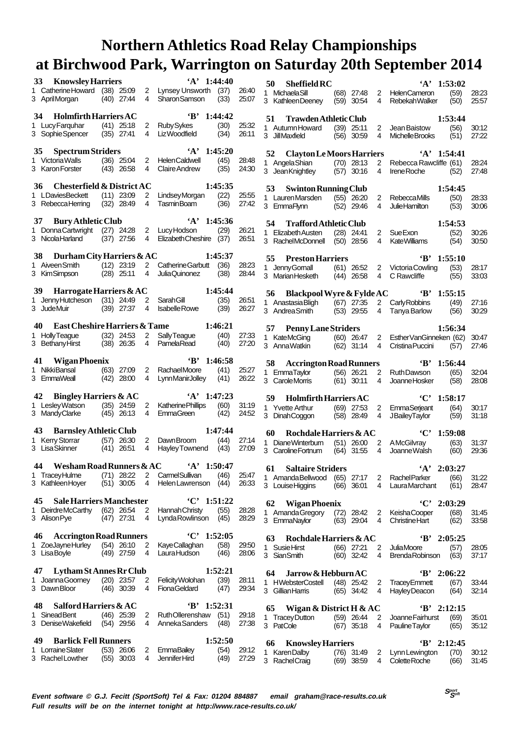# Northern Athletics Road Relay Championships
# at Birchwood Park, Warrington on Saturday 20th September 2014

**33 Knowsley Harriers 'A' 1:44:40**
1 Catherine Howard (38) 25:09 2 Lynsey Unsworth (37) 26:40
3 April Morgan (40) 27:44 4 Sharon Samson (33) 25:07

**34 Holmfirth Harriers AC 'B' 1:44:42**
1 Lucy Farquhar (41) 25:18 2 Ruby Sykes (30) 25:32
3 Sophie Spencer (35) 27:41 4 Liz Woodfield (34) 26:11

**35 Spectrum Striders 'A' 1:45:20**
1 Victoria Walls (36) 25:04 2 Helen Caldwell (45) 28:48
3 Karon Forster (43) 26:58 4 Claire Andrew (35) 24:30

**36 Chesterfield & District AC 1:45:35**
1 L Davies Beckett (11) 23:09 2 Lindsey Morgan (22) 25:55
3 Rebecca Herring (32) 28:49 4 Tasmin Boam (36) 27:42

**37 Bury Athletic Club 'A' 1:45:36**
1 Donna Cartwright (27) 24:28 2 Lucy Hodson (29) 26:21
3 Nicola Harland (37) 27:56 4 Elizabeth Cheshire (37) 26:51

**38 Durham City Harriers & AC 1:45:37**
1 Aiveen Smith (12) 23:19 2 Catherine Garbutt (36) 28:23
3 Kim Simpson (28) 25:11 4 Julia Quinonez (38) 28:44

**39 Harrogate Harriers & AC 1:45:44**
1 Jenny Hutcheson (31) 24:49 2 Sarah Gill (35) 26:51
3 Jude Muir (39) 27:37 4 Isabelle Rowe (39) 26:27

**40 East Cheshire Harriers & Tame 1:46:21**
1 Holly Teague (32) 24:53 2 Sally Teague (40) 27:33
3 Bethany Hirst (38) 26:35 4 Pamela Read (40) 27:20

**41 Wigan Phoenix 'B' 1:46:58**
1 Nikki Bansal (63) 27:09 2 Rachael Moore (41) 25:27
3 Emma Weall (42) 28:00 4 Lynn Manir Jolley (41) 26:22

**42 Bingley Harriers & AC 'A' 1:47:23**
1 Lesley Watson (35) 24:59 2 Katherine Phillips (60) 31:19
3 Mandy Clarke (45) 26:13 4 Emma Green (42) 24:52

**43 Barnsley Athletic Club 1:47:44**
1 Kerry Storrar (57) 26:30 2 Dawn Broom (44) 27:14
3 Lisa Skinner (41) 26:51 4 Hayley Townend (43) 27:09

**44 Wesham Road Runners & AC 'A' 1:50:47**
1 Tracey Hulme (71) 28:22 2 Carmel Sullivan (46) 25:47
3 Kathleen Hoyer (51) 30:05 4 Helen Lawrenson (44) 26:33

**45 Sale Harriers Manchester 'C' 1:51:22**
1 Deirdre McCarthy (62) 26:54 2 Hannah Christy (55) 28:28
3 Alison Pye (47) 27:31 4 Lynda Rowlinson (45) 28:29

**46 Accrington Road Runners 'C' 1:52:05**
1 Zoe Jayne Hurley (54) 26:10 2 Kaye Callaghan (58) 29:50
3 Lisa Boyle (49) 27:59 4 Laura Hudson (46) 28:06

**47 Lytham St Annes Rr Club 1:52:21**
1 Joanna Goorney (20) 23:57 2 Felicity Wolohan (39) 28:11
3 Dawn Bloor (46) 30:39 4 Fiona Geldard (47) 29:34

**48 Salford Harriers & AC 'B' 1:52:31**
1 Sinead Bent (46) 25:39 2 Ruth Ollerenshaw (51) 29:18
3 Denise Wakefield (54) 29:56 4 Anneka Sanders (48) 27:38

**49 Barlick Fell Runners 1:52:50**
1 Lorraine Slater (53) 26:06 2 Emma Bailey (54) 29:12
3 Rachel Lowther (55) 30:03 4 Jennifer Hird (49) 27:29

**50 Sheffield RC 'A' 1:53:02**
1 Michaela Sill (68) 27:48 2 Helen Cameron (59) 28:23
3 Kathleen Deeney (59) 30:54 4 Rebekah Walker (50) 25:57

**51 Trawden Athletic Club 1:53:44**
1 Autumn Howard (39) 25:11 2 Jean Baistow (56) 30:12
3 Jill Maxfield (56) 30:59 4 Michelle Brooks (51) 27:22

**52 Clayton Le Moors Harriers 'A' 1:54:41**
1 Angela Shian (70) 28:13 2 Rebecca Rawcliffe (61) 28:24
3 Jean Knightley (57) 30:16 4 Irene Roche (52) 27:48

**53 Swinton Running Club 1:54:45**
1 Lauren Marsden (55) 26:20 2 Rebecca Mills (50) 28:33
3 Emma Flynn (52) 29:46 4 Julie Hamilton (53) 30:06

**54 Trafford Athletic Club 1:54:53**
1 Elizabeth Austen (28) 24:41 2 Sue Exon (52) 30:26
3 Rachel McDonnell (50) 28:56 4 Kate Williams (54) 30:50

**55 Preston Harriers 'B' 1:55:10**
1 Jenny Gornall (61) 26:52 2 Victoria Cowling (53) 28:17
3 Marian Hesketh (44) 26:58 4 C Rawcliffe (55) 33:03

**56 Blackpool Wyre & Fylde AC 'B' 1:55:15**
1 Anastasia Bligh (67) 27:35 2 Carly Robbins (49) 27:16
3 Andrea Smith (53) 29:55 4 Tanya Barlow (56) 30:29

**57 Penny Lane Striders 1:56:34**
1 Kate McGing (60) 26:47 2 Esther Van Ginneken (62) 30:47
3 Anna Watkin (62) 31:14 4 Cristina Puccini (57) 27:46

**58 Accrington Road Runners 'B' 1:56:44**
1 Emma Taylor (56) 26:21 2 Ruth Dawson (65) 32:04
3 Carole Morris (61) 30:11 4 Joanne Hosker (58) 28:08

**59 Holmfirth Harriers AC 'C' 1:58:17**
1 Yvette Arthur (69) 27:53 2 Emma Serjeant (64) 30:17
3 Dinah Coggon (58) 28:49 4 J Bailey Taylor (59) 31:18

**60 Rochdale Harriers & AC 'C' 1:59:08**
1 Diane Winterburn (51) 26:00 2 A McGilvray (63) 31:37
3 Caroline Fortnum (64) 31:55 4 Joanne Walsh (60) 29:36

**61 Saltaire Striders 'A' 2:03:27**
1 Amanda Bellwood (65) 27:17 2 Rachel Parker (66) 31:22
3 Louise Higgins (66) 36:01 4 Laura Marchant (61) 28:47

**62 Wigan Phoenix 'C' 2:03:29**
1 Amanda Gregory (72) 28:42 2 Keisha Cooper (68) 31:45
3 Emma Naylor (63) 29:04 4 Christine Hart (62) 33:58

**63 Rochdale Harriers & AC 'B' 2:05:25**
1 Susie Hirst (66) 27:21 2 Julia Moore (57) 28:05
3 Sian Smith (60) 32:42 4 Brenda Robinson (63) 37:17

**64 Jarrow & Hebburn AC 'B' 2:06:22**
1 H Webster Costell (48) 25:42 2 Tracey Emmett (67) 33:44
3 Gillian Harris (65) 34:42 4 Hayley Deacon (64) 32:14

**65 Wigan & District H & AC 'B' 2:12:15**
1 Tracey Dutton (59) 26:44 2 Joanne Fairhurst (69) 35:01
3 Pat Cole (67) 35:18 4 Pauline Taylor (65) 35:12

**66 Knowsley Harriers 'B' 2:12:45**
1 Karen Dalby (76) 31:49 2 Lynn Lewington (70) 30:12
3 Rachel Craig (69) 38:59 4 Colette Roche (66) 31:45

*Event software © G.J. Fecitt (SportSoft) Tel & Fax: 01204 884887 email graham@race-results.co.uk*
*Full results will be on the internet tonight at http://www.race-results.co.uk/*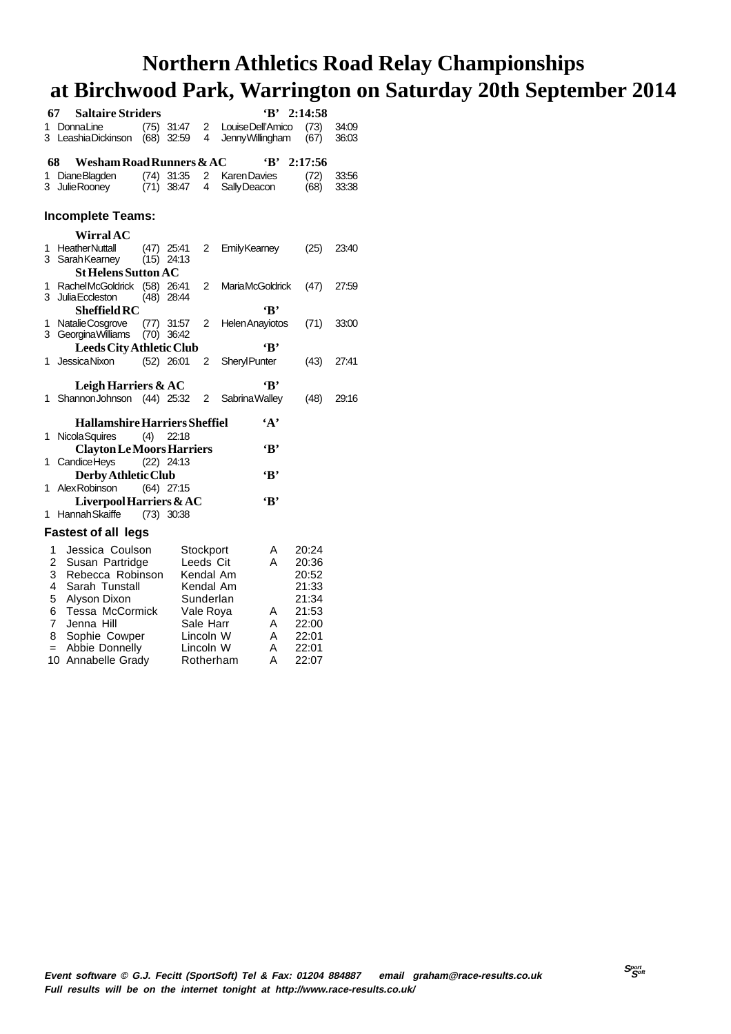# Northern Athletics Road Relay Championships
# at Birchwood Park, Warrington on Saturday 20th September 2014

**67 Saltaire Striders 'B' 2:14:58**

| | | | | | | | |
|---|---|---|---|---|---|---|---|
| 1 | Donna Line | (75) | 31:47 | 2 | Louise Dell'Amico | (73) | 34:09 |
| 3 | Leashia Dickinson | (68) | 32:59 | 4 | Jenny Willingham | (67) | 36:03 |

**68 Wesham Road Runners & AC 'B' 2:17:56**

| | | | | | | | |
|---|---|---|---|---|---|---|---|
| 1 | Diane Blagden | (74) | 31:35 | 2 | Karen Davies | (72) | 33:56 |
| 3 | Julie Rooney | (71) | 38:47 | 4 | Sally Deacon | (68) | 33:38 |

### Incomplete Teams:

**Wirral AC**

| | | | | | | | |
|---|---|---|---|---|---|---|---|
| 1 | Heather Nuttall | (47) | 25:41 | 2 | Emily Kearney | (25) | 23:40 |
| 3 | Sarah Kearney | (15) | 24:13 | | | | |

**St Helens Sutton AC**

| | | | | | | | |
|---|---|---|---|---|---|---|---|
| 1 | Rachel McGoldrick | (58) | 26:41 | 2 | Maria McGoldrick | (47) | 27:59 |
| 3 | Julia Eccleston | (48) | 28:44 | | | | |

**Sheffield RC 'B'**

| | | | | | | | |
|---|---|---|---|---|---|---|---|
| 1 | Natalie Cosgrove | (77) | 31:57 | 2 | Helen Anayiotos | (71) | 33:00 |
| 3 | Georgina Williams | (70) | 36:42 | | | | |

**Leeds City Athletic Club 'B'**

| | | | | | | | |
|---|---|---|---|---|---|---|---|
| 1 | Jessica Nixon | (52) | 26:01 | 2 | Sheryl Punter | (43) | 27:41 |

**Leigh Harriers & AC 'B'**

| | | | | | | | |
|---|---|---|---|---|---|---|---|
| 1 | Shannon Johnson | (44) | 25:32 | 2 | Sabrina Walley | (48) | 29:16 |

**Hallamshire Harriers Sheffiel 'A'**

1 Nicola Squires (4) 22:18

**Clayton Le Moors Harriers 'B'**

1 Candice Heys (22) 24:13

**Derby Athletic Club 'B'**

1 Alex Robinson (64) 27:15

**Liverpool Harriers & AC 'B'**

1 Hannah Skaiffe (73) 30:38

### Fastest of all legs

| | | | | |
|---|---|---|---|---|
| 1 | Jessica Coulson | Stockport | A | 20:24 |
| 2 | Susan Partridge | Leeds Cit | A | 20:36 |
| 3 | Rebecca Robinson | Kendal Am | | 20:52 |
| 4 | Sarah Tunstall | Kendal Am | | 21:33 |
| 5 | Alyson Dixon | Sunderlan | | 21:34 |
| 6 | Tessa McCormick | Vale Roya | A | 21:53 |
| 7 | Jenna Hill | Sale Harr | A | 22:00 |
| 8 | Sophie Cowper | Lincoln W | A | 22:01 |
| = | Abbie Donnelly | Lincoln W | A | 22:01 |
| 10 | Annabelle Grady | Rotherham | A | 22:07 |

*Event software © G.J. Fecitt (SportSoft) Tel & Fax: 01204 884887 email graham@race-results.co.uk*
*Full results will be on the internet tonight at http://www.race-results.co.uk/*